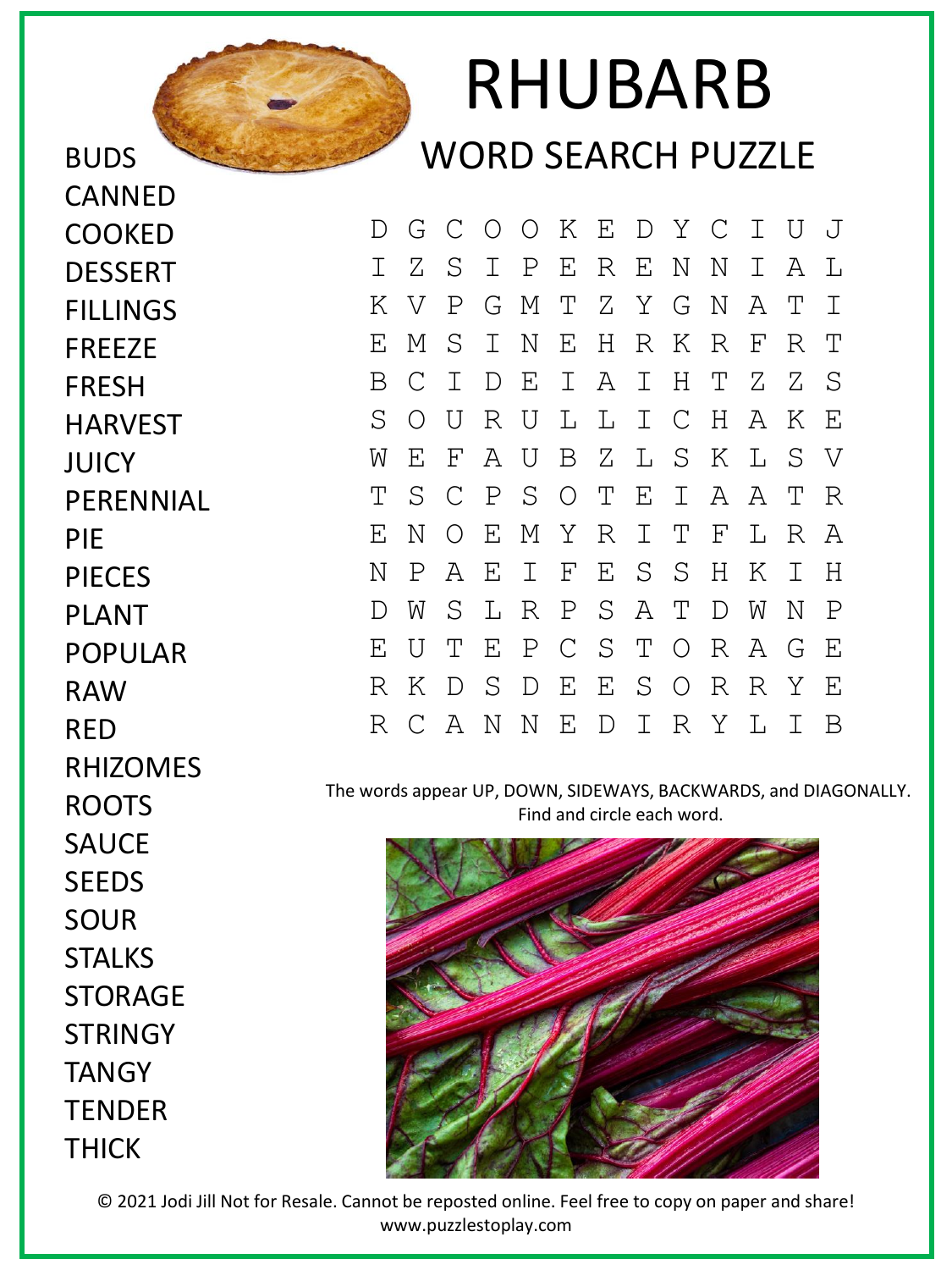# RHUBARB

## WORD SEARCH PUZZLE

BUDS
CANNED
COOKED
DESSERT
FILLINGS
FREEZE
FRESH
HARVEST
JUICY
PERENNIAL
PIE
PIECES
PLANT
POPULAR
RAW
RED
RHIZOMES
ROOTS
SAUCE
SEEDS
SOUR
STALKS
STORAGE
STRINGY
TANGY
TENDER
THICK

```
D G C O O K E D Y C I U J
I Z S I P E R E N N I A L
K V P G M T Z Y G N A T I
E M S I N E H R K R F R T
B C I D E I A I H T Z Z S
S O U R U L L I C H A K E
W E F A U B Z L S K L S V
T S C P S O T E I A A T R
E N O E M Y R I T F L R A
N P A E I F E S S H K I H
D W S L R P S A T D W N P
E U T E P C S T O R A G E
R K D S D E E S O R R Y E
R C A N N E D I R Y L I B
```

The words appear UP, DOWN, SIDEWAYS, BACKWARDS, and DIAGONALLY.
Find and circle each word.

© 2021 Jodi Jill Not for Resale. Cannot be reposted online. Feel free to copy on paper and share!
www.puzzlestoplay.com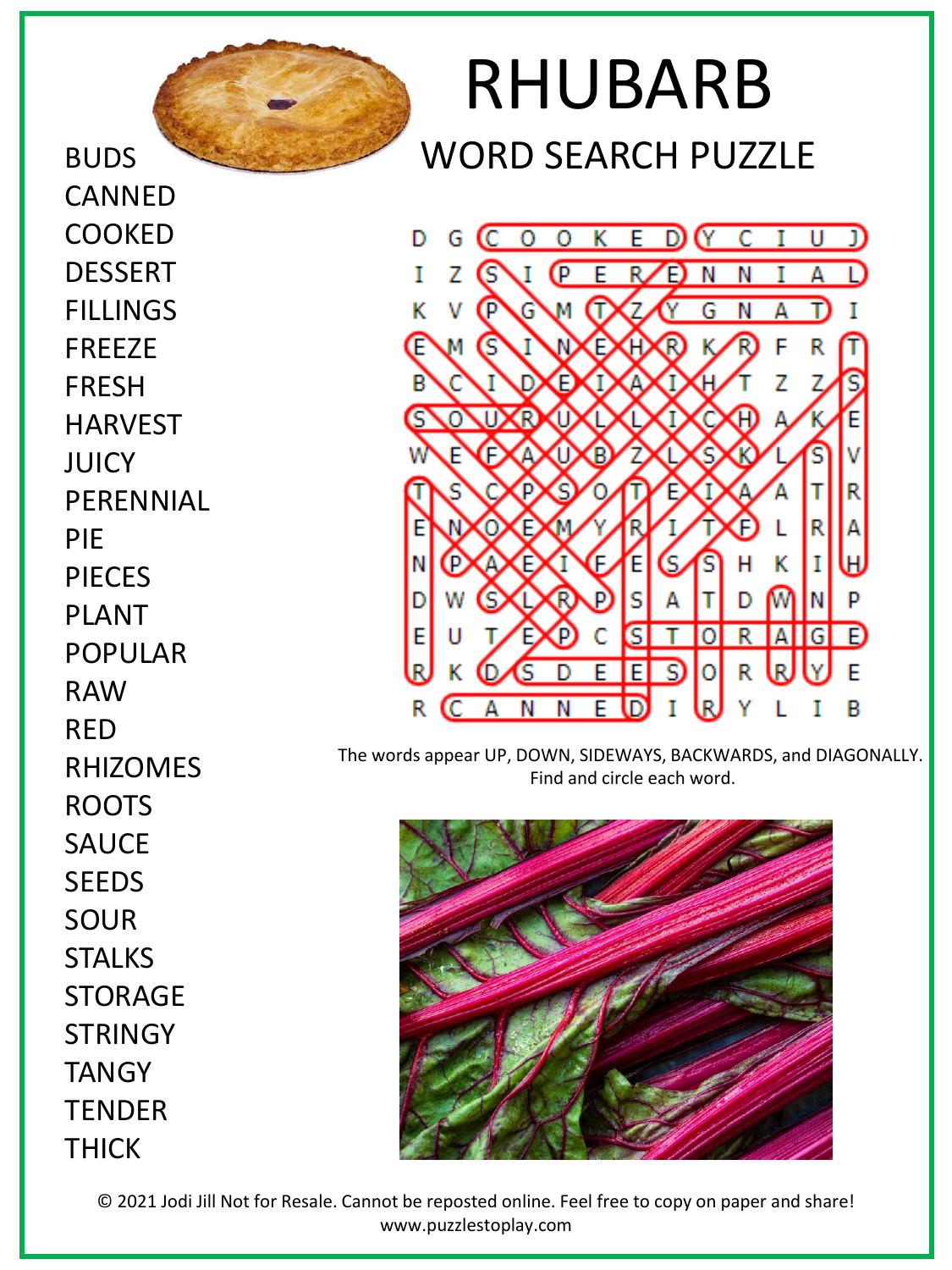# RHUBARB

## WORD SEARCH PUZZLE

BUDS
CANNED
COOKED
DESSERT
FILLINGS
FREEZE
FRESH
HARVEST
JUICY
PERENNIAL
PIE
PIECES
PLANT
POPULAR
RAW
RED
RHIZOMES
ROOTS
SAUCE
SEEDS
SOUR
STALKS
STORAGE
STRINGY
TANGY
TENDER
THICK

| | | | | | | | | | | | |
|---|---|---|---|---|---|---|---|---|---|---|---|
| D | G | C | O | O | K | E | D | Y | C | I | U | J |
| I | Z | S | I | P | E | R | E | N | N | I | A | L |
| K | V | P | G | M | T | Z | Y | G | N | A | T | I |
| E | M | S | I | N | E | H | R | K | R | F | R | T |
| B | C | I | D | E | I | A | I | H | T | Z | Z | S |
| S | O | U | R | U | L | L | I | C | H | A | K | E |
| W | E | F | A | U | B | Z | L | S | K | L | S | V |
| T | S | C | P | S | O | T | E | I | A | A | T | R |
| E | N | O | E | M | Y | R | I | T | F | L | R | A |
| N | P | A | E | I | F | E | S | S | H | K | I | H |
| D | W | S | L | R | P | S | A | T | D | W | N | P |
| E | U | T | E | P | C | S | T | O | R | A | G | E |
| R | K | D | S | D | E | E | S | O | R | R | Y | E |
| R | C | A | N | N | E | D | I | R | Y | L | I | B |

The words appear UP, DOWN, SIDEWAYS, BACKWARDS, and DIAGONALLY. Find and circle each word.

© 2021 Jodi Jill Not for Resale. Cannot be reposted online. Feel free to copy on paper and share!
www.puzzlestoplay.com